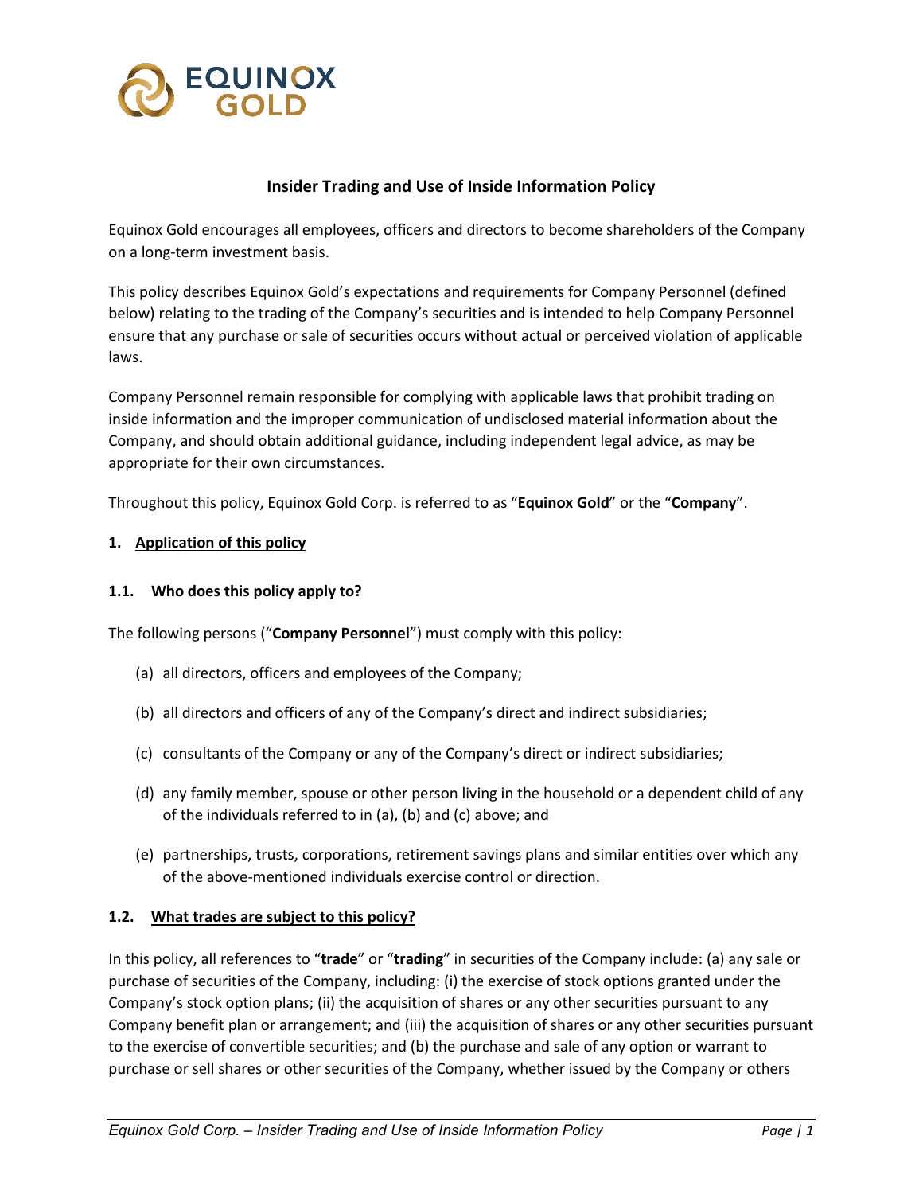# Insider Trading and Use of Inside Information Policy

Equinox Gold encourages all employees, officers and directors to become shareholders of the Company on a long-term investment basis.

This policy describes Equinox Gold's expectations and requirements for Company Personnel (defined below) relating to the trading of the Company's securities and is intended to help Company Personnel ensure that any purchase or sale of securities occurs without actual or perceived violation of applicable laws.

Company Personnel remain responsible for complying with applicable laws that prohibit trading on inside information and the improper communication of undisclosed material information about the Company, and should obtain additional guidance, including independent legal advice, as may be appropriate for their own circumstances.

Throughout this policy, Equinox Gold Corp. is referred to as "**Equinox Gold**" or the "**Company**".

## 1. Application of this policy

### 1.1. Who does this policy apply to?

The following persons ("**Company Personnel**") must comply with this policy:

(a) all directors, officers and employees of the Company;

(b) all directors and officers of any of the Company's direct and indirect subsidiaries;

(c) consultants of the Company or any of the Company's direct or indirect subsidiaries;

(d) any family member, spouse or other person living in the household or a dependent child of any of the individuals referred to in (a), (b) and (c) above; and

(e) partnerships, trusts, corporations, retirement savings plans and similar entities over which any of the above-mentioned individuals exercise control or direction.

### 1.2. What trades are subject to this policy?

In this policy, all references to "**trade**" or "**trading**" in securities of the Company include: (a) any sale or purchase of securities of the Company, including: (i) the exercise of stock options granted under the Company's stock option plans; (ii) the acquisition of shares or any other securities pursuant to any Company benefit plan or arrangement; and (iii) the acquisition of shares or any other securities pursuant to the exercise of convertible securities; and (b) the purchase and sale of any option or warrant to purchase or sell shares or other securities of the Company, whether issued by the Company or others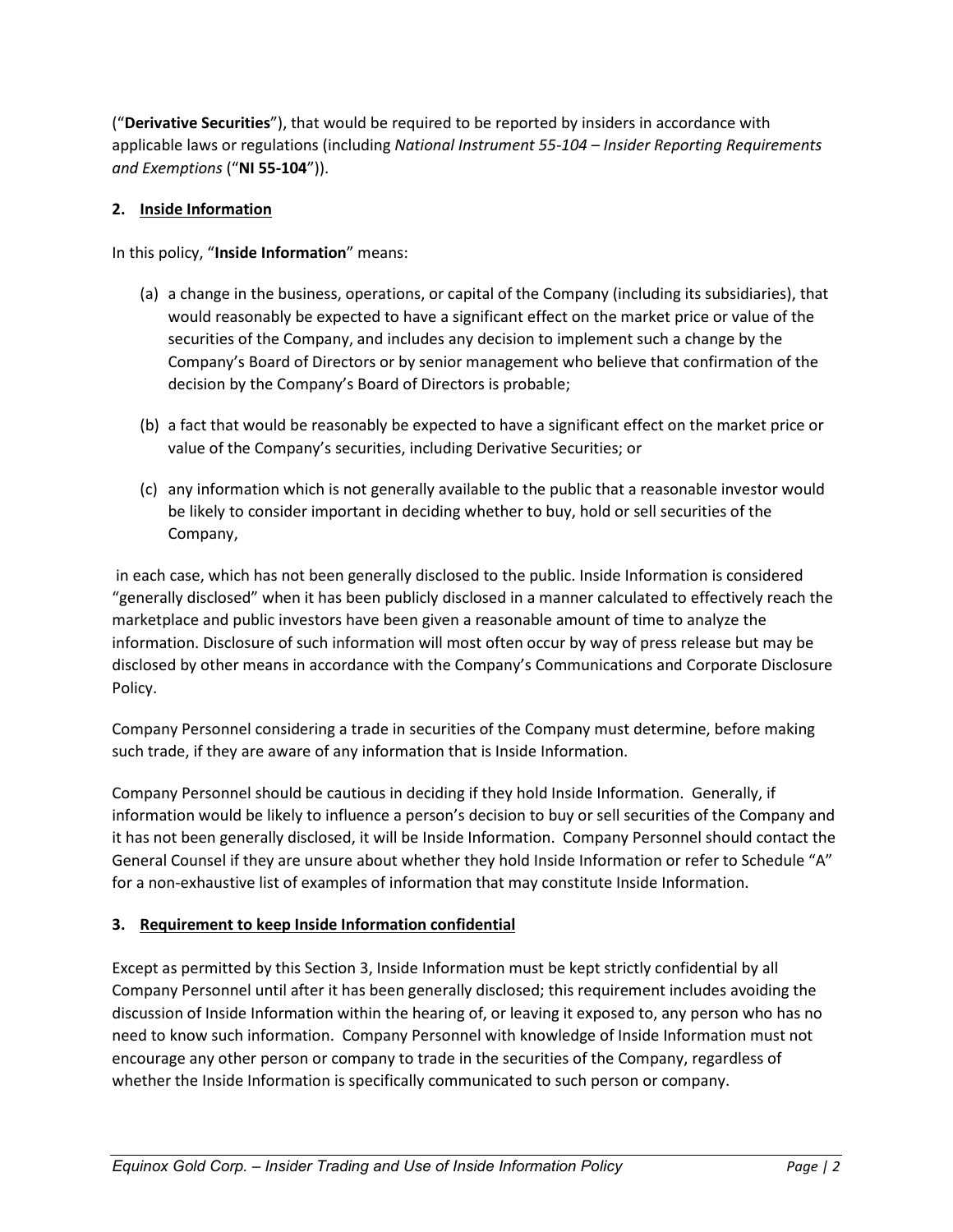("**Derivative Securities**"), that would be required to be reported by insiders in accordance with applicable laws or regulations (including *National Instrument 55-104 – Insider Reporting Requirements and Exemptions* ("**NI 55-104**")).

## 2. Inside Information

In this policy, "**Inside Information**" means:

(a) a change in the business, operations, or capital of the Company (including its subsidiaries), that would reasonably be expected to have a significant effect on the market price or value of the securities of the Company, and includes any decision to implement such a change by the Company's Board of Directors or by senior management who believe that confirmation of the decision by the Company's Board of Directors is probable;

(b) a fact that would be reasonably be expected to have a significant effect on the market price or value of the Company's securities, including Derivative Securities; or

(c) any information which is not generally available to the public that a reasonable investor would be likely to consider important in deciding whether to buy, hold or sell securities of the Company,

in each case, which has not been generally disclosed to the public. Inside Information is considered "generally disclosed" when it has been publicly disclosed in a manner calculated to effectively reach the marketplace and public investors have been given a reasonable amount of time to analyze the information. Disclosure of such information will most often occur by way of press release but may be disclosed by other means in accordance with the Company's Communications and Corporate Disclosure Policy.

Company Personnel considering a trade in securities of the Company must determine, before making such trade, if they are aware of any information that is Inside Information.

Company Personnel should be cautious in deciding if they hold Inside Information. Generally, if information would be likely to influence a person's decision to buy or sell securities of the Company and it has not been generally disclosed, it will be Inside Information. Company Personnel should contact the General Counsel if they are unsure about whether they hold Inside Information or refer to Schedule "A" for a non-exhaustive list of examples of information that may constitute Inside Information.

## 3. Requirement to keep Inside Information confidential

Except as permitted by this Section 3, Inside Information must be kept strictly confidential by all Company Personnel until after it has been generally disclosed; this requirement includes avoiding the discussion of Inside Information within the hearing of, or leaving it exposed to, any person who has no need to know such information. Company Personnel with knowledge of Inside Information must not encourage any other person or company to trade in the securities of the Company, regardless of whether the Inside Information is specifically communicated to such person or company.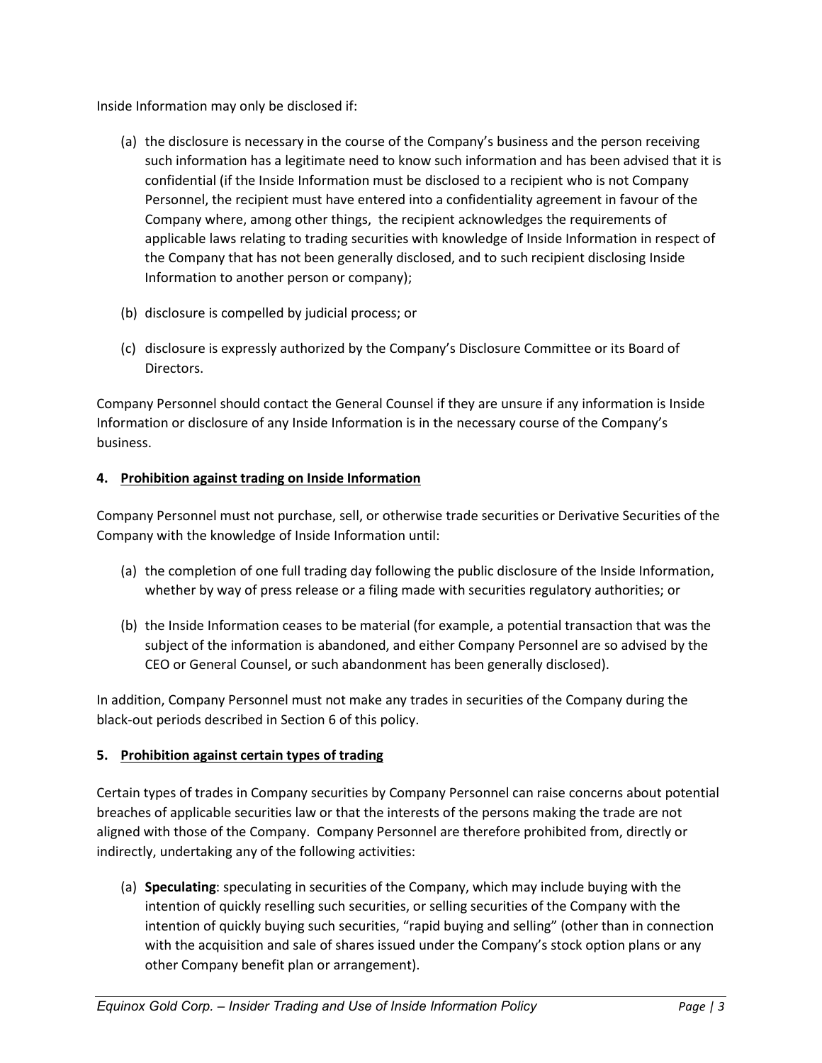Inside Information may only be disclosed if:

(a) the disclosure is necessary in the course of the Company's business and the person receiving such information has a legitimate need to know such information and has been advised that it is confidential (if the Inside Information must be disclosed to a recipient who is not Company Personnel, the recipient must have entered into a confidentiality agreement in favour of the Company where, among other things, the recipient acknowledges the requirements of applicable laws relating to trading securities with knowledge of Inside Information in respect of the Company that has not been generally disclosed, and to such recipient disclosing Inside Information to another person or company);

(b) disclosure is compelled by judicial process; or

(c) disclosure is expressly authorized by the Company's Disclosure Committee or its Board of Directors.

Company Personnel should contact the General Counsel if they are unsure if any information is Inside Information or disclosure of any Inside Information is in the necessary course of the Company's business.

**4. Prohibition against trading on Inside Information**

Company Personnel must not purchase, sell, or otherwise trade securities or Derivative Securities of the Company with the knowledge of Inside Information until:

(a) the completion of one full trading day following the public disclosure of the Inside Information, whether by way of press release or a filing made with securities regulatory authorities; or

(b) the Inside Information ceases to be material (for example, a potential transaction that was the subject of the information is abandoned, and either Company Personnel are so advised by the CEO or General Counsel, or such abandonment has been generally disclosed).

In addition, Company Personnel must not make any trades in securities of the Company during the black-out periods described in Section 6 of this policy.

**5. Prohibition against certain types of trading**

Certain types of trades in Company securities by Company Personnel can raise concerns about potential breaches of applicable securities law or that the interests of the persons making the trade are not aligned with those of the Company. Company Personnel are therefore prohibited from, directly or indirectly, undertaking any of the following activities:

(a) **Speculating**: speculating in securities of the Company, which may include buying with the intention of quickly reselling such securities, or selling securities of the Company with the intention of quickly buying such securities, "rapid buying and selling" (other than in connection with the acquisition and sale of shares issued under the Company's stock option plans or any other Company benefit plan or arrangement).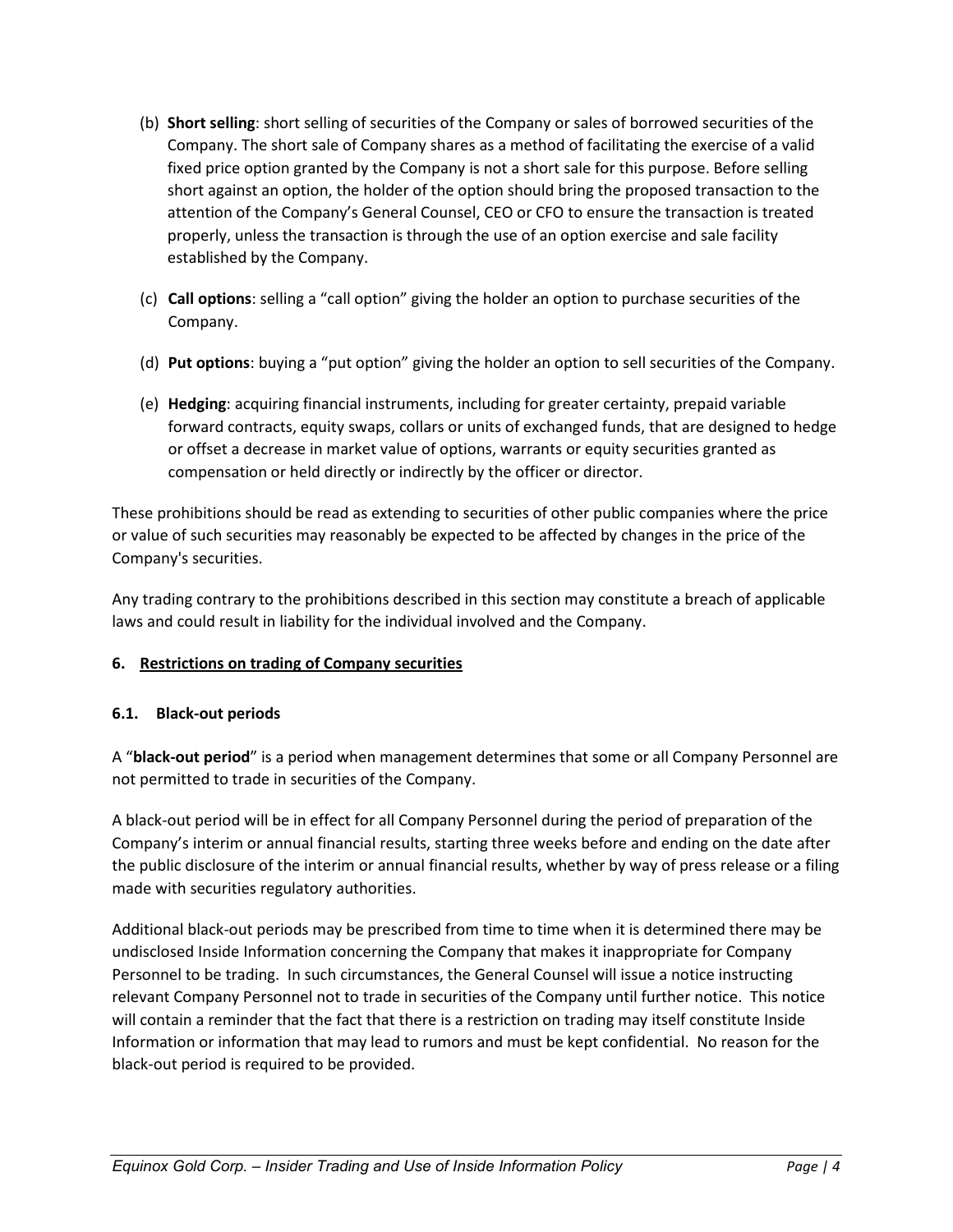(b) **Short selling**: short selling of securities of the Company or sales of borrowed securities of the Company. The short sale of Company shares as a method of facilitating the exercise of a valid fixed price option granted by the Company is not a short sale for this purpose. Before selling short against an option, the holder of the option should bring the proposed transaction to the attention of the Company's General Counsel, CEO or CFO to ensure the transaction is treated properly, unless the transaction is through the use of an option exercise and sale facility established by the Company.

(c) **Call options**: selling a "call option" giving the holder an option to purchase securities of the Company.

(d) **Put options**: buying a "put option" giving the holder an option to sell securities of the Company.

(e) **Hedging**: acquiring financial instruments, including for greater certainty, prepaid variable forward contracts, equity swaps, collars or units of exchanged funds, that are designed to hedge or offset a decrease in market value of options, warrants or equity securities granted as compensation or held directly or indirectly by the officer or director.

These prohibitions should be read as extending to securities of other public companies where the price or value of such securities may reasonably be expected to be affected by changes in the price of the Company's securities.

Any trading contrary to the prohibitions described in this section may constitute a breach of applicable laws and could result in liability for the individual involved and the Company.

## 6. Restrictions on trading of Company securities

### 6.1. Black-out periods

A "**black-out period**" is a period when management determines that some or all Company Personnel are not permitted to trade in securities of the Company.

A black-out period will be in effect for all Company Personnel during the period of preparation of the Company's interim or annual financial results, starting three weeks before and ending on the date after the public disclosure of the interim or annual financial results, whether by way of press release or a filing made with securities regulatory authorities.

Additional black-out periods may be prescribed from time to time when it is determined there may be undisclosed Inside Information concerning the Company that makes it inappropriate for Company Personnel to be trading. In such circumstances, the General Counsel will issue a notice instructing relevant Company Personnel not to trade in securities of the Company until further notice. This notice will contain a reminder that the fact that there is a restriction on trading may itself constitute Inside Information or information that may lead to rumors and must be kept confidential. No reason for the black-out period is required to be provided.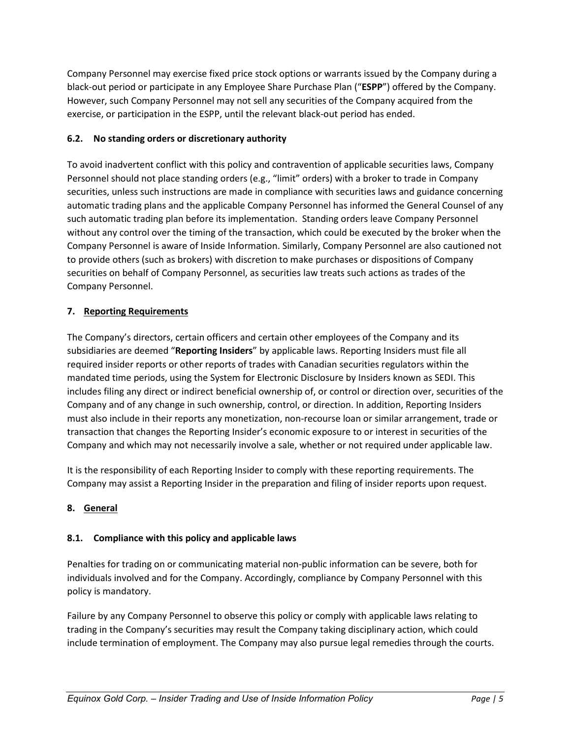Company Personnel may exercise fixed price stock options or warrants issued by the Company during a black-out period or participate in any Employee Share Purchase Plan ("**ESPP**") offered by the Company. However, such Company Personnel may not sell any securities of the Company acquired from the exercise, or participation in the ESPP, until the relevant black-out period has ended.

### 6.2. No standing orders or discretionary authority

To avoid inadvertent conflict with this policy and contravention of applicable securities laws, Company Personnel should not place standing orders (e.g., "limit" orders) with a broker to trade in Company securities, unless such instructions are made in compliance with securities laws and guidance concerning automatic trading plans and the applicable Company Personnel has informed the General Counsel of any such automatic trading plan before its implementation. Standing orders leave Company Personnel without any control over the timing of the transaction, which could be executed by the broker when the Company Personnel is aware of Inside Information. Similarly, Company Personnel are also cautioned not to provide others (such as brokers) with discretion to make purchases or dispositions of Company securities on behalf of Company Personnel, as securities law treats such actions as trades of the Company Personnel.

## 7. Reporting Requirements

The Company's directors, certain officers and certain other employees of the Company and its subsidiaries are deemed "**Reporting Insiders**" by applicable laws. Reporting Insiders must file all required insider reports or other reports of trades with Canadian securities regulators within the mandated time periods, using the System for Electronic Disclosure by Insiders known as SEDI. This includes filing any direct or indirect beneficial ownership of, or control or direction over, securities of the Company and of any change in such ownership, control, or direction. In addition, Reporting Insiders must also include in their reports any monetization, non-recourse loan or similar arrangement, trade or transaction that changes the Reporting Insider's economic exposure to or interest in securities of the Company and which may not necessarily involve a sale, whether or not required under applicable law.

It is the responsibility of each Reporting Insider to comply with these reporting requirements. The Company may assist a Reporting Insider in the preparation and filing of insider reports upon request.

## 8. General

### 8.1. Compliance with this policy and applicable laws

Penalties for trading on or communicating material non-public information can be severe, both for individuals involved and for the Company. Accordingly, compliance by Company Personnel with this policy is mandatory.

Failure by any Company Personnel to observe this policy or comply with applicable laws relating to trading in the Company's securities may result the Company taking disciplinary action, which could include termination of employment. The Company may also pursue legal remedies through the courts.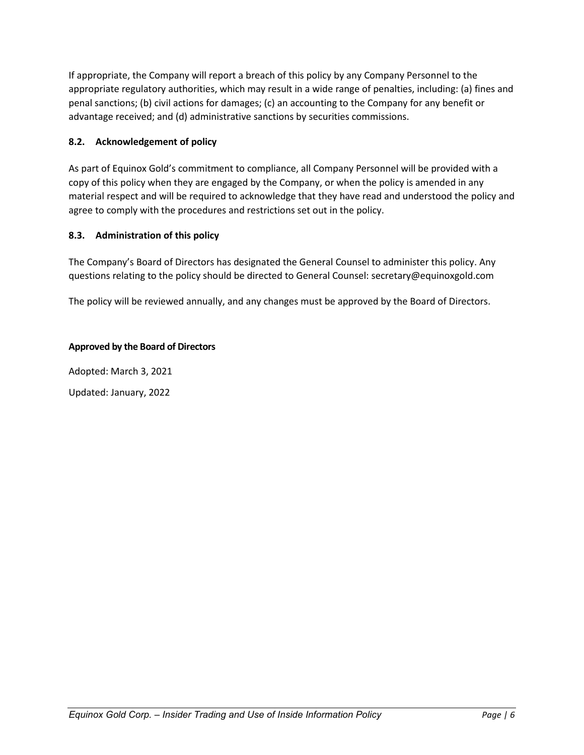If appropriate, the Company will report a breach of this policy by any Company Personnel to the appropriate regulatory authorities, which may result in a wide range of penalties, including: (a) fines and penal sanctions; (b) civil actions for damages; (c) an accounting to the Company for any benefit or advantage received; and (d) administrative sanctions by securities commissions.

### 8.2. Acknowledgement of policy

As part of Equinox Gold's commitment to compliance, all Company Personnel will be provided with a copy of this policy when they are engaged by the Company, or when the policy is amended in any material respect and will be required to acknowledge that they have read and understood the policy and agree to comply with the procedures and restrictions set out in the policy.

### 8.3. Administration of this policy

The Company's Board of Directors has designated the General Counsel to administer this policy. Any questions relating to the policy should be directed to General Counsel: secretary@equinoxgold.com

The policy will be reviewed annually, and any changes must be approved by the Board of Directors.

**Approved by the Board of Directors**

Adopted: March 3, 2021

Updated: January, 2022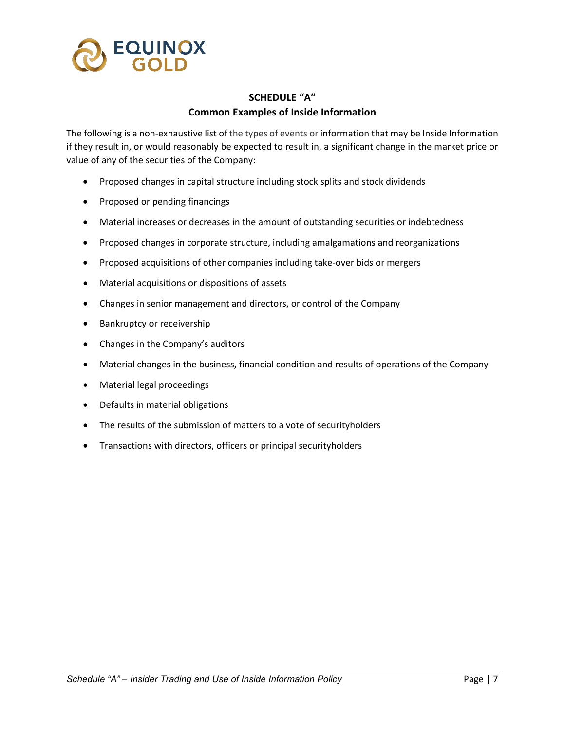## SCHEDULE "A"
## Common Examples of Inside Information

The following is a non-exhaustive list of the types of events or information that may be Inside Information if they result in, or would reasonably be expected to result in, a significant change in the market price or value of any of the securities of the Company:

- Proposed changes in capital structure including stock splits and stock dividends
- Proposed or pending financings
- Material increases or decreases in the amount of outstanding securities or indebtedness
- Proposed changes in corporate structure, including amalgamations and reorganizations
- Proposed acquisitions of other companies including take-over bids or mergers
- Material acquisitions or dispositions of assets
- Changes in senior management and directors, or control of the Company
- Bankruptcy or receivership
- Changes in the Company's auditors
- Material changes in the business, financial condition and results of operations of the Company
- Material legal proceedings
- Defaults in material obligations
- The results of the submission of matters to a vote of securityholders
- Transactions with directors, officers or principal securityholders